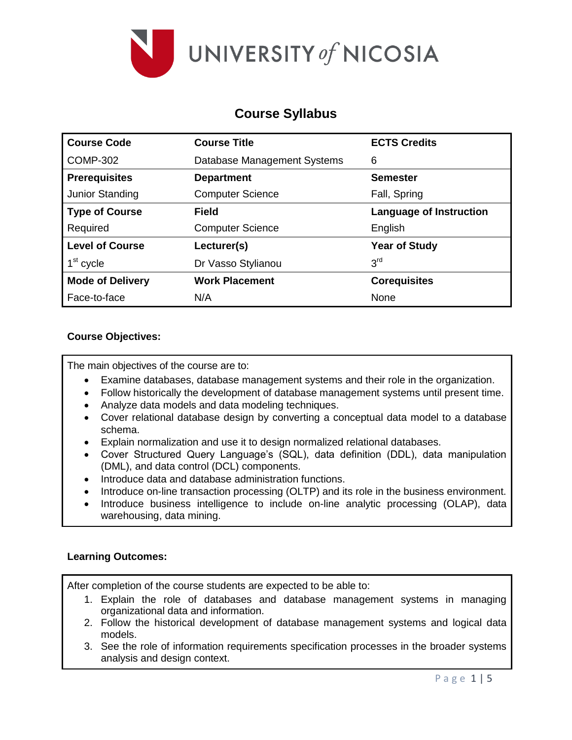UNIVERSITY *of* NICOSIA

# Course Syllabus

| Course Code | Course Title | ECTS Credits |
|---|---|---|
| COMP-302 | Database Management Systems | 6 |
| **Prerequisites** | **Department** | **Semester** |
| Junior Standing | Computer Science | Fall, Spring |
| **Type of Course** | **Field** | **Language of Instruction** |
| Required | Computer Science | English |
| **Level of Course** | **Lecturer(s)** | **Year of Study** |
| 1st cycle | Dr Vasso Stylianou | 3rd |
| **Mode of Delivery** | **Work Placement** | **Corequisites** |
| Face-to-face | N/A | None |

**Course Objectives:**

The main objectives of the course are to:

- Examine databases, database management systems and their role in the organization.
- Follow historically the development of database management systems until present time.
- Analyze data models and data modeling techniques.
- Cover relational database design by converting a conceptual data model to a database schema.
- Explain normalization and use it to design normalized relational databases.
- Cover Structured Query Language's (SQL), data definition (DDL), data manipulation (DML), and data control (DCL) components.
- Introduce data and database administration functions.
- Introduce on-line transaction processing (OLTP) and its role in the business environment.
- Introduce business intelligence to include on-line analytic processing (OLAP), data warehousing, data mining.

**Learning Outcomes:**

After completion of the course students are expected to be able to:

1. Explain the role of databases and database management systems in managing organizational data and information.
2. Follow the historical development of database management systems and logical data models.
3. See the role of information requirements specification processes in the broader systems analysis and design context.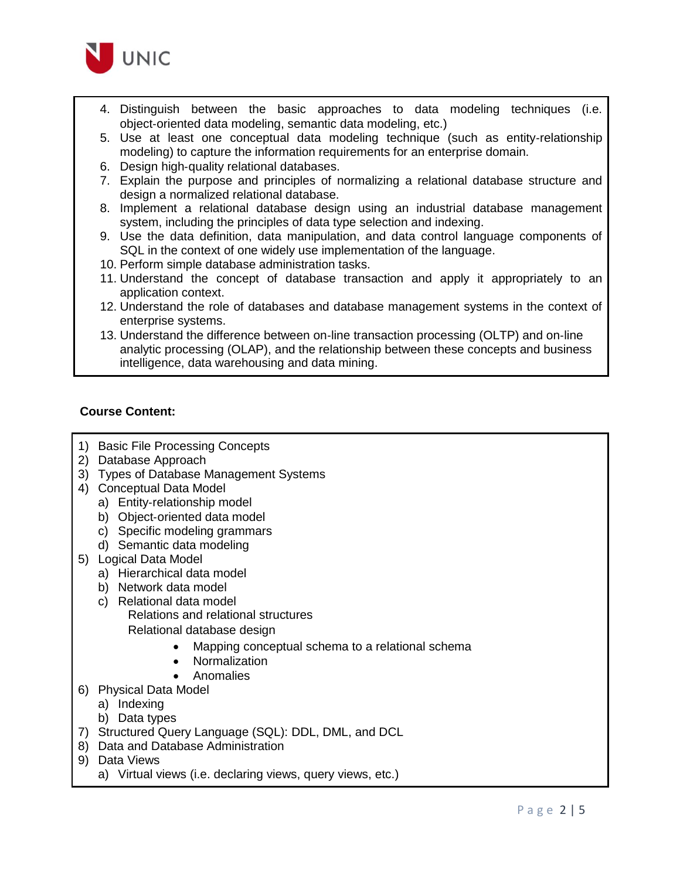4. Distinguish between the basic approaches to data modeling techniques (i.e. object-oriented data modeling, semantic data modeling, etc.)
5. Use at least one conceptual data modeling technique (such as entity-relationship modeling) to capture the information requirements for an enterprise domain.
6. Design high-quality relational databases.
7. Explain the purpose and principles of normalizing a relational database structure and design a normalized relational database.
8. Implement a relational database design using an industrial database management system, including the principles of data type selection and indexing.
9. Use the data definition, data manipulation, and data control language components of SQL in the context of one widely use implementation of the language.
10. Perform simple database administration tasks.
11. Understand the concept of database transaction and apply it appropriately to an application context.
12. Understand the role of databases and database management systems in the context of enterprise systems.
13. Understand the difference between on-line transaction processing (OLTP) and on-line analytic processing (OLAP), and the relationship between these concepts and business intelligence, data warehousing and data mining.

**Course Content:**

1) Basic File Processing Concepts
2) Database Approach
3) Types of Database Management Systems
4) Conceptual Data Model
   a) Entity-relationship model
   b) Object-oriented data model
   c) Specific modeling grammars
   d) Semantic data modeling
5) Logical Data Model
   a) Hierarchical data model
   b) Network data model
   c) Relational data model
      Relations and relational structures
      Relational database design
      - Mapping conceptual schema to a relational schema
      - Normalization
      - Anomalies
6) Physical Data Model
   a) Indexing
   b) Data types
7) Structured Query Language (SQL): DDL, DML, and DCL
8) Data and Database Administration
9) Data Views
   a) Virtual views (i.e. declaring views, query views, etc.)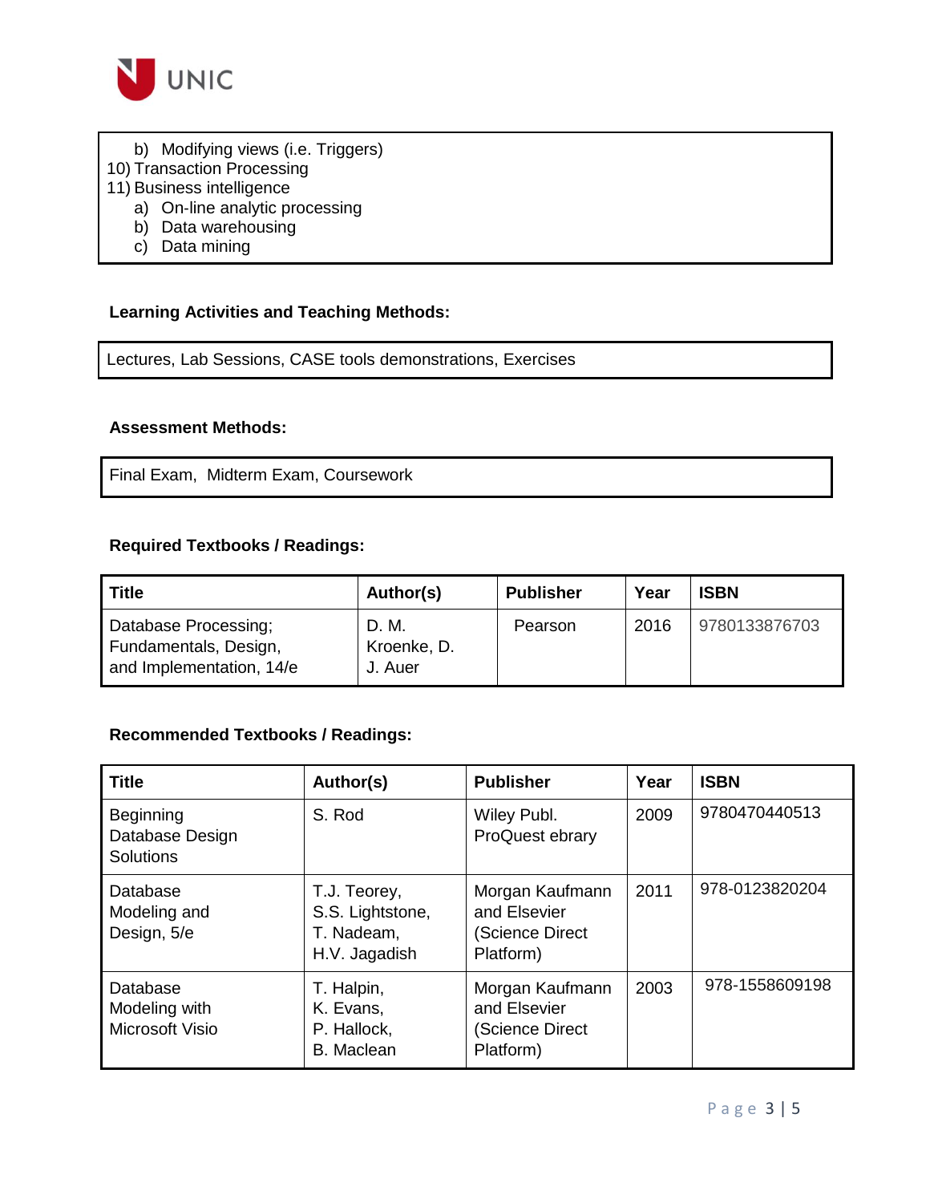b) Modifying views (i.e. Triggers)

10) Transaction Processing

11) Business intelligence

a) On-line analytic processing

b) Data warehousing

c) Data mining

**Learning Activities and Teaching Methods:**

Lectures, Lab Sessions, CASE tools demonstrations, Exercises

**Assessment Methods:**

Final Exam, Midterm Exam, Coursework

**Required Textbooks / Readings:**

| Title | Author(s) | Publisher | Year | ISBN |
| --- | --- | --- | --- | --- |
| Database Processing; Fundamentals, Design, and Implementation, 14/e | D. M. Kroenke, D. J. Auer | Pearson | 2016 | 9780133876703 |

**Recommended Textbooks / Readings:**

| Title | Author(s) | Publisher | Year | ISBN |
| --- | --- | --- | --- | --- |
| Beginning Database Design Solutions | S. Rod | Wiley Publ. ProQuest ebrary | 2009 | 9780470440513 |
| Database Modeling and Design, 5/e | T.J. Teorey, S.S. Lightstone, T. Nadeam, H.V. Jagadish | Morgan Kaufmann and Elsevier (Science Direct Platform) | 2011 | 978-0123820204 |
| Database Modeling with Microsoft Visio | T. Halpin, K. Evans, P. Hallock, B. Maclean | Morgan Kaufmann and Elsevier (Science Direct Platform) | 2003 | 978-1558609198 |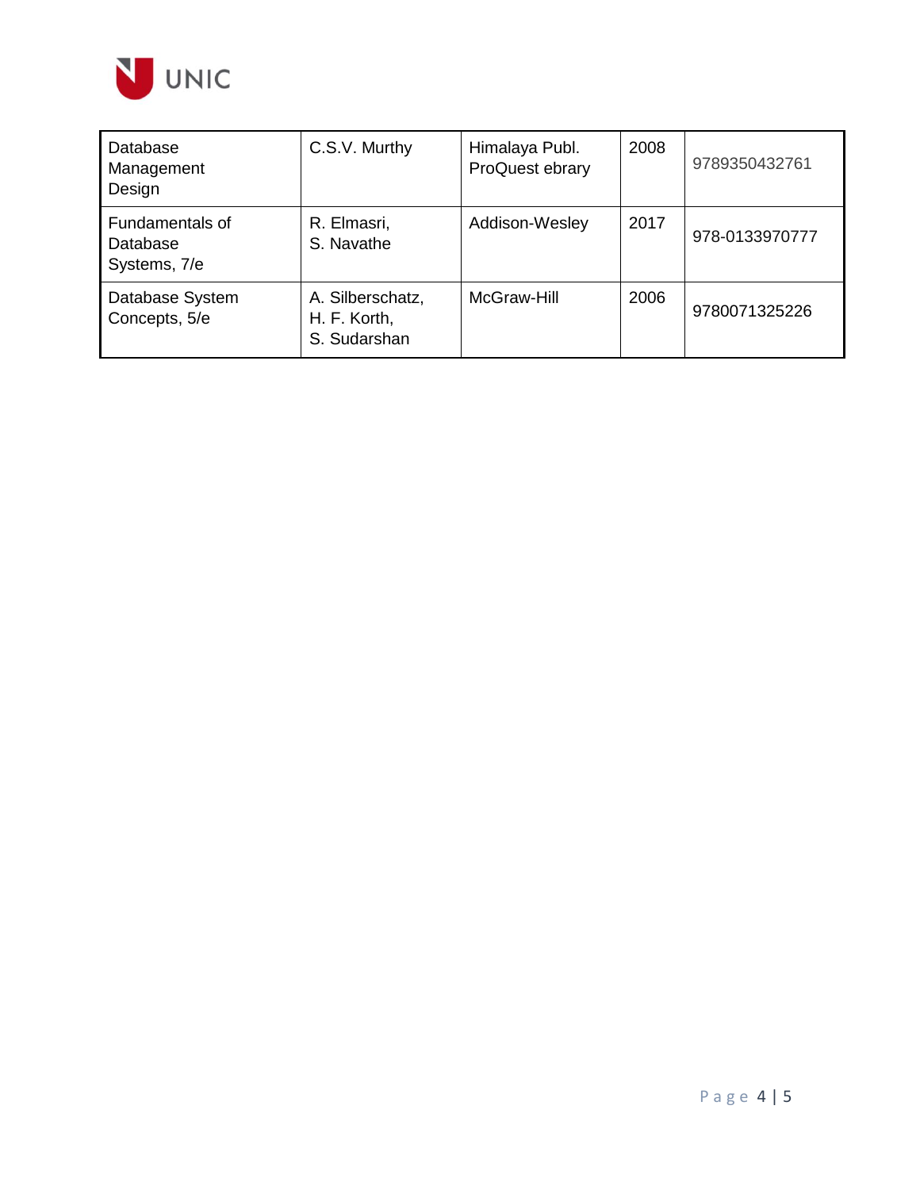| | | | | |
|---|---|---|---|---|
| Database Management Design | C.S.V. Murthy | Himalaya Publ. ProQuest ebrary | 2008 | 9789350432761 |
| Fundamentals of Database Systems, 7/e | R. Elmasri, S. Navathe | Addison-Wesley | 2017 | 978-0133970777 |
| Database System Concepts, 5/e | A. Silberschatz, H. F. Korth, S. Sudarshan | McGraw-Hill | 2006 | 9780071325226 |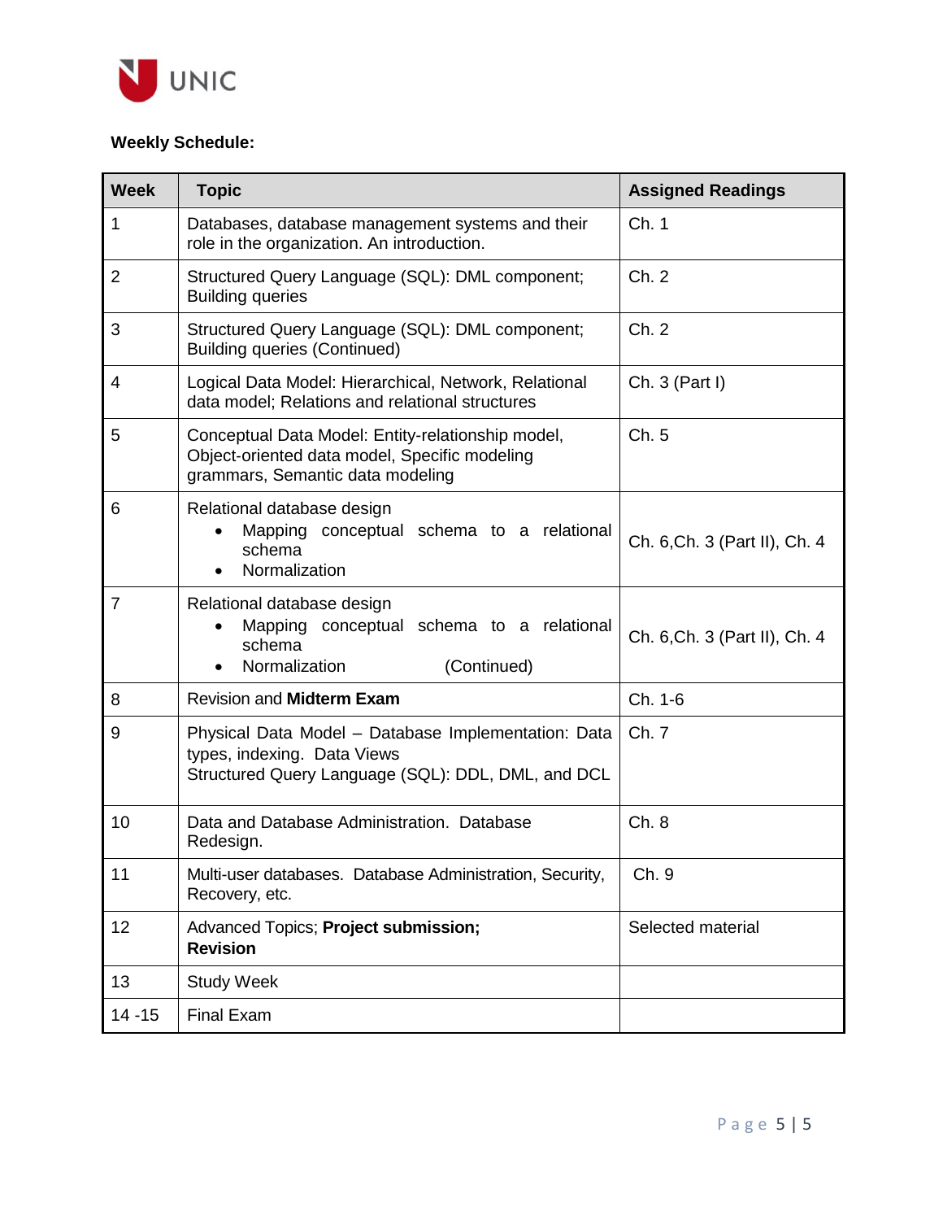**Weekly Schedule:**

| Week | Topic | Assigned Readings |
|---|---|---|
| 1 | Databases, database management systems and their role in the organization. An introduction. | Ch. 1 |
| 2 | Structured Query Language (SQL): DML component; Building queries | Ch. 2 |
| 3 | Structured Query Language (SQL): DML component; Building queries (Continued) | Ch. 2 |
| 4 | Logical Data Model: Hierarchical, Network, Relational data model; Relations and relational structures | Ch. 3 (Part I) |
| 5 | Conceptual Data Model: Entity-relationship model, Object-oriented data model, Specific modeling grammars, Semantic data modeling | Ch. 5 |
| 6 | Relational database design<br>• Mapping conceptual schema to a relational schema<br>• Normalization | Ch. 6,Ch. 3 (Part II), Ch. 4 |
| 7 | Relational database design<br>• Mapping conceptual schema to a relational schema<br>• Normalization (Continued) | Ch. 6,Ch. 3 (Part II), Ch. 4 |
| 8 | Revision and **Midterm Exam** | Ch. 1-6 |
| 9 | Physical Data Model – Database Implementation: Data types, indexing. Data Views<br>Structured Query Language (SQL): DDL, DML, and DCL | Ch. 7 |
| 10 | Data and Database Administration. Database Redesign. | Ch. 8 |
| 11 | Multi-user databases. Database Administration, Security, Recovery, etc. | Ch. 9 |
| 12 | Advanced Topics; **Project submission; Revision** | Selected material |
| 13 | Study Week | |
| 14 -15 | Final Exam | |